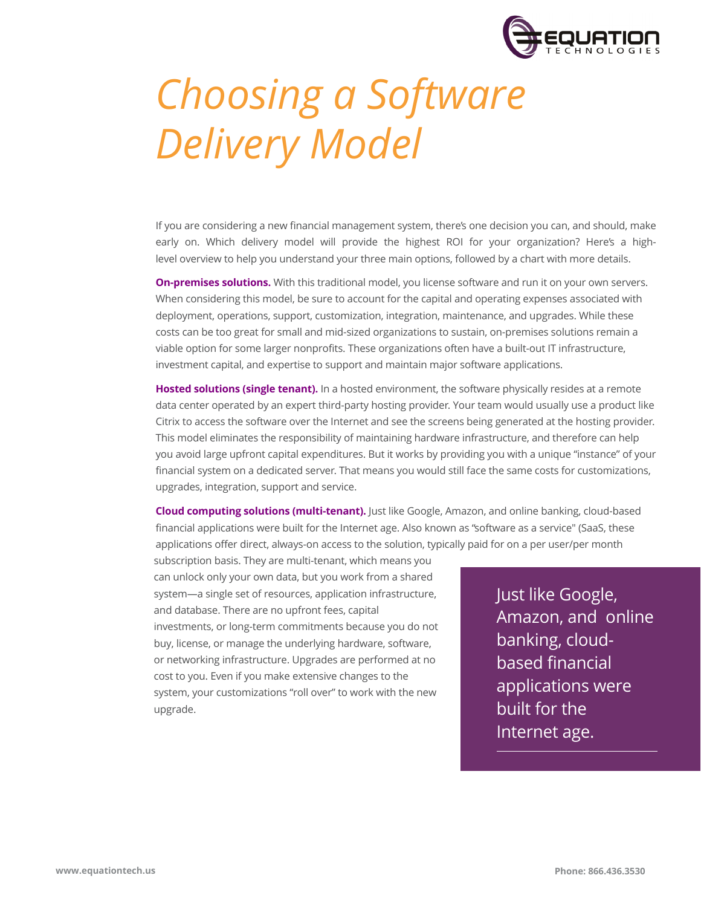# *Choosing a Software Delivery Model*

If you are considering a new financial management system, there's one decision you can, and should, make early on. Which delivery model will provide the highest ROI for your organization? Here's a high-level overview to help you understand your three main options, followed by a chart with more details.

**On-premises solutions.** With this traditional model, you license software and run it on your own servers. When considering this model, be sure to account for the capital and operating expenses associated with deployment, operations, support, customization, integration, maintenance, and upgrades. While these costs can be too great for small and mid-sized organizations to sustain, on-premises solutions remain a viable option for some larger nonprofits. These organizations often have a built-out IT infrastructure, investment capital, and expertise to support and maintain major software applications.

**Hosted solutions (single tenant).** In a hosted environment, the software physically resides at a remote data center operated by an expert third-party hosting provider. Your team would usually use a product like Citrix to access the software over the Internet and see the screens being generated at the hosting provider. This model eliminates the responsibility of maintaining hardware infrastructure, and therefore can help you avoid large upfront capital expenditures. But it works by providing you with a unique "instance" of your financial system on a dedicated server. That means you would still face the same costs for customizations, upgrades, integration, support and service.

**Cloud computing solutions (multi-tenant).** Just like Google, Amazon, and online banking, cloud-based financial applications were built for the Internet age. Also known as "software as a service" (SaaS, these applications offer direct, always-on access to the solution, typically paid for on a per user/per month subscription basis. They are multi-tenant, which means you can unlock only your own data, but you work from a shared system—a single set of resources, application infrastructure, and database. There are no upfront fees, capital investments, or long-term commitments because you do not buy, license, or manage the underlying hardware, software, or networking infrastructure. Upgrades are performed at no cost to you. Even if you make extensive changes to the system, your customizations "roll over" to work with the new upgrade.

> Just like Google, Amazon, and online banking, cloud-based financial applications were built for the Internet age.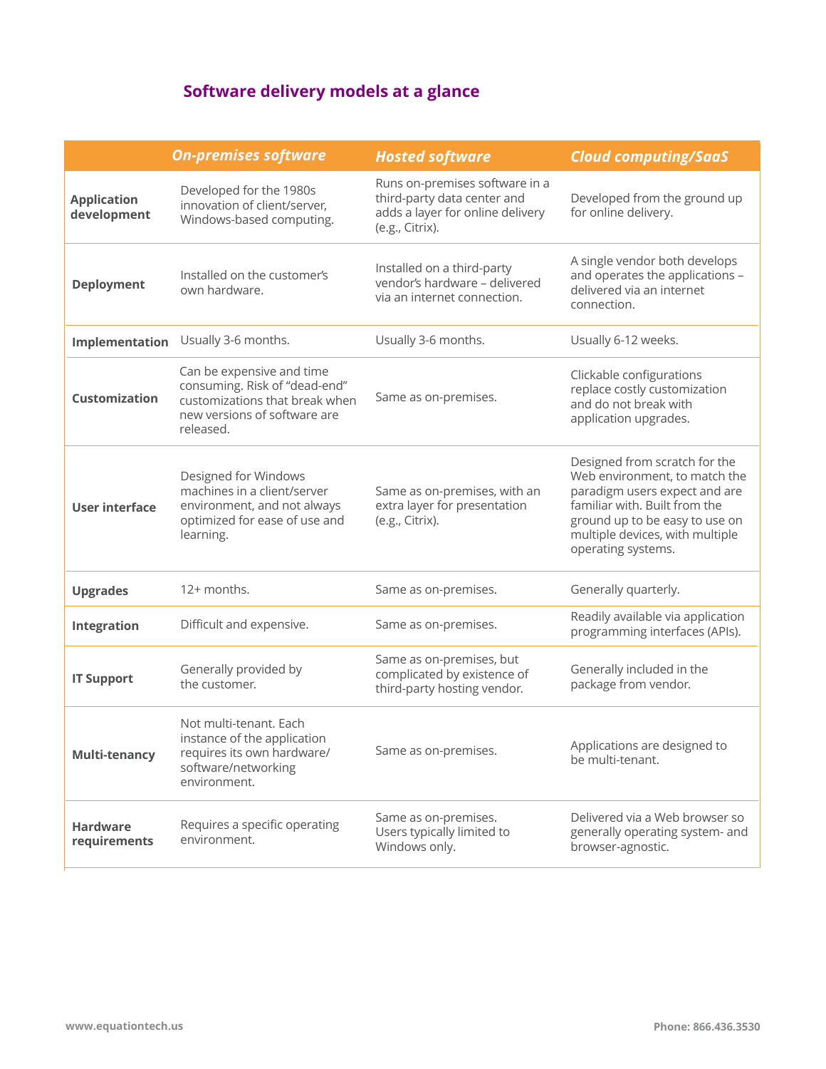## Software delivery models at a glance

| | On-premises software | Hosted software | Cloud computing/SaaS |
|---|---|---|---|
| **Application development** | Developed for the 1980s innovation of client/server, Windows-based computing. | Runs on-premises software in a third-party data center and adds a layer for online delivery (e.g., Citrix). | Developed from the ground up for online delivery. |
| **Deployment** | Installed on the customer's own hardware. | Installed on a third-party vendor's hardware – delivered via an internet connection. | A single vendor both develops and operates the applications – delivered via an internet connection. |
| **Implementation** | Usually 3-6 months. | Usually 3-6 months. | Usually 6-12 weeks. |
| **Customization** | Can be expensive and time consuming. Risk of "dead-end" customizations that break when new versions of software are released. | Same as on-premises. | Clickable configurations replace costly customization and do not break with application upgrades. |
| **User interface** | Designed for Windows machines in a client/server environment, and not always optimized for ease of use and learning. | Same as on-premises, with an extra layer for presentation (e.g., Citrix). | Designed from scratch for the Web environment, to match the paradigm users expect and are familiar with. Built from the ground up to be easy to use on multiple devices, with multiple operating systems. |
| **Upgrades** | 12+ months. | Same as on-premises. | Generally quarterly. |
| **Integration** | Difficult and expensive. | Same as on-premises. | Readily available via application programming interfaces (APIs). |
| **IT Support** | Generally provided by the customer. | Same as on-premises, but complicated by existence of third-party hosting vendor. | Generally included in the package from vendor. |
| **Multi-tenancy** | Not multi-tenant. Each instance of the application requires its own hardware/software/networking environment. | Same as on-premises. | Applications are designed to be multi-tenant. |
| **Hardware requirements** | Requires a specific operating environment. | Same as on-premises. Users typically limited to Windows only. | Delivered via a Web browser so generally operating system- and browser-agnostic. |

www.equationtech.us

Phone: 866.436.3530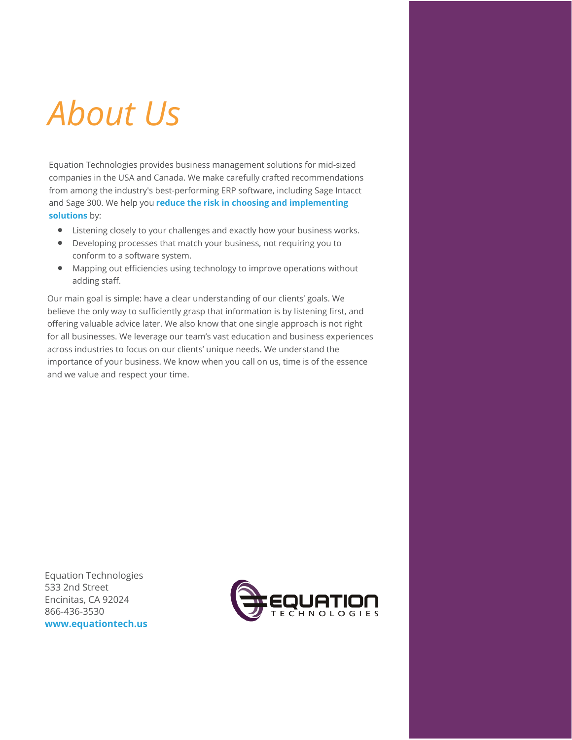# *About Us*

Equation Technologies provides business management solutions for mid-sized companies in the USA and Canada. We make carefully crafted recommendations from among the industry's best-performing ERP software, including Sage Intacct and Sage 300. We help you **reduce the risk in choosing and implementing solutions** by:

- Listening closely to your challenges and exactly how your business works.
- Developing processes that match your business, not requiring you to conform to a software system.
- Mapping out efficiencies using technology to improve operations without adding staff.

Our main goal is simple: have a clear understanding of our clients' goals. We believe the only way to sufficiently grasp that information is by listening first, and offering valuable advice later. We also know that one single approach is not right for all businesses. We leverage our team's vast education and business experiences across industries to focus on our clients' unique needs. We understand the importance of your business. We know when you call on us, time is of the essence and we value and respect your time.

Equation Technologies
533 2nd Street
Encinitas, CA 92024
866-436-3530
**www.equationtech.us**

EQUATION TECHNOLOGIES